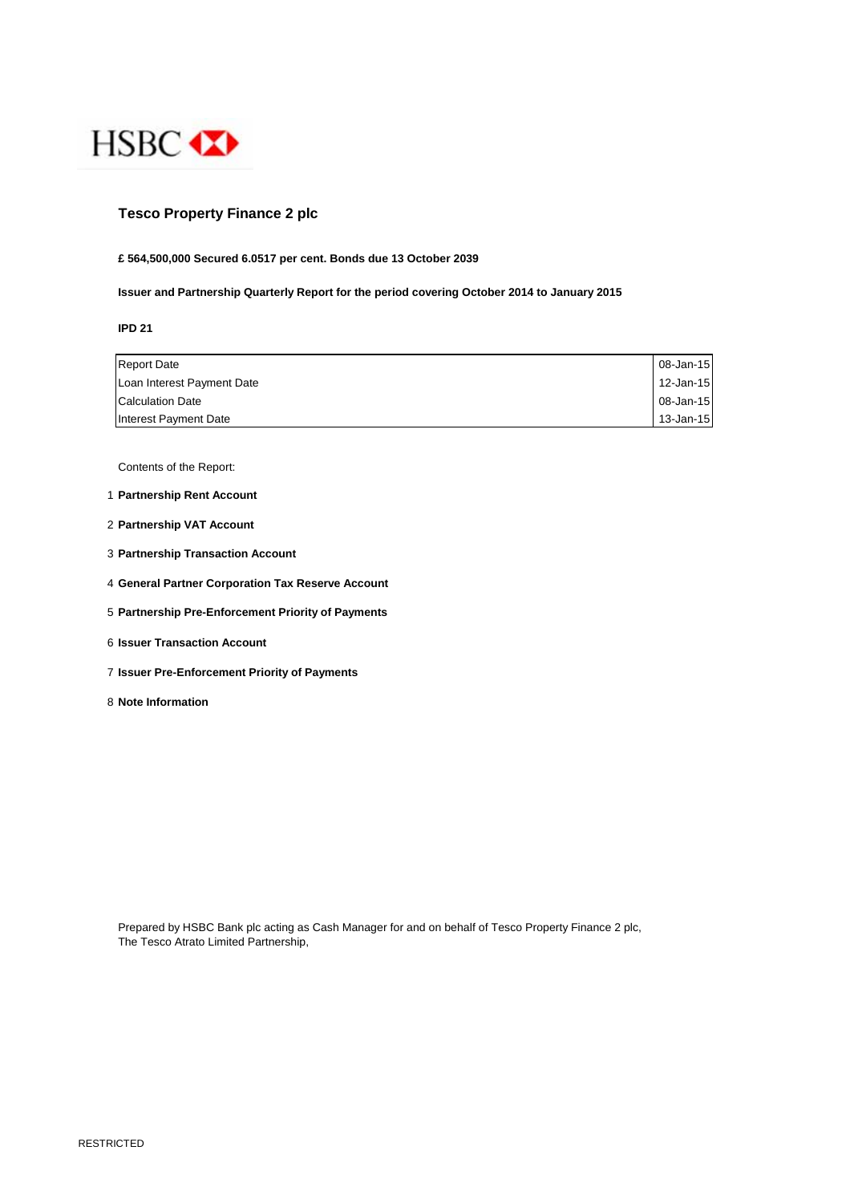HSBC

## Tesco Property Finance 2 plc

**£ 564,500,000 Secured 6.0517 per cent. Bonds due 13 October 2039**

**Issuer and Partnership Quarterly Report for the period covering October 2014 to January 2015**

**IPD 21**

| | |
|---|---|
| Report Date | 08-Jan-15 |
| Loan Interest Payment Date | 12-Jan-15 |
| Calculation Date | 08-Jan-15 |
| Interest Payment Date | 13-Jan-15 |

Contents of the Report:

1 **Partnership Rent Account**

2 **Partnership VAT Account**

3 **Partnership Transaction Account**

4 **General Partner Corporation Tax Reserve Account**

5 **Partnership Pre-Enforcement Priority of Payments**

6 **Issuer Transaction Account**

7 **Issuer Pre-Enforcement Priority of Payments**

8 **Note Information**

Prepared by HSBC Bank plc acting as Cash Manager for and on behalf of Tesco Property Finance 2 plc,
The Tesco Atrato Limited Partnership,

RESTRICTED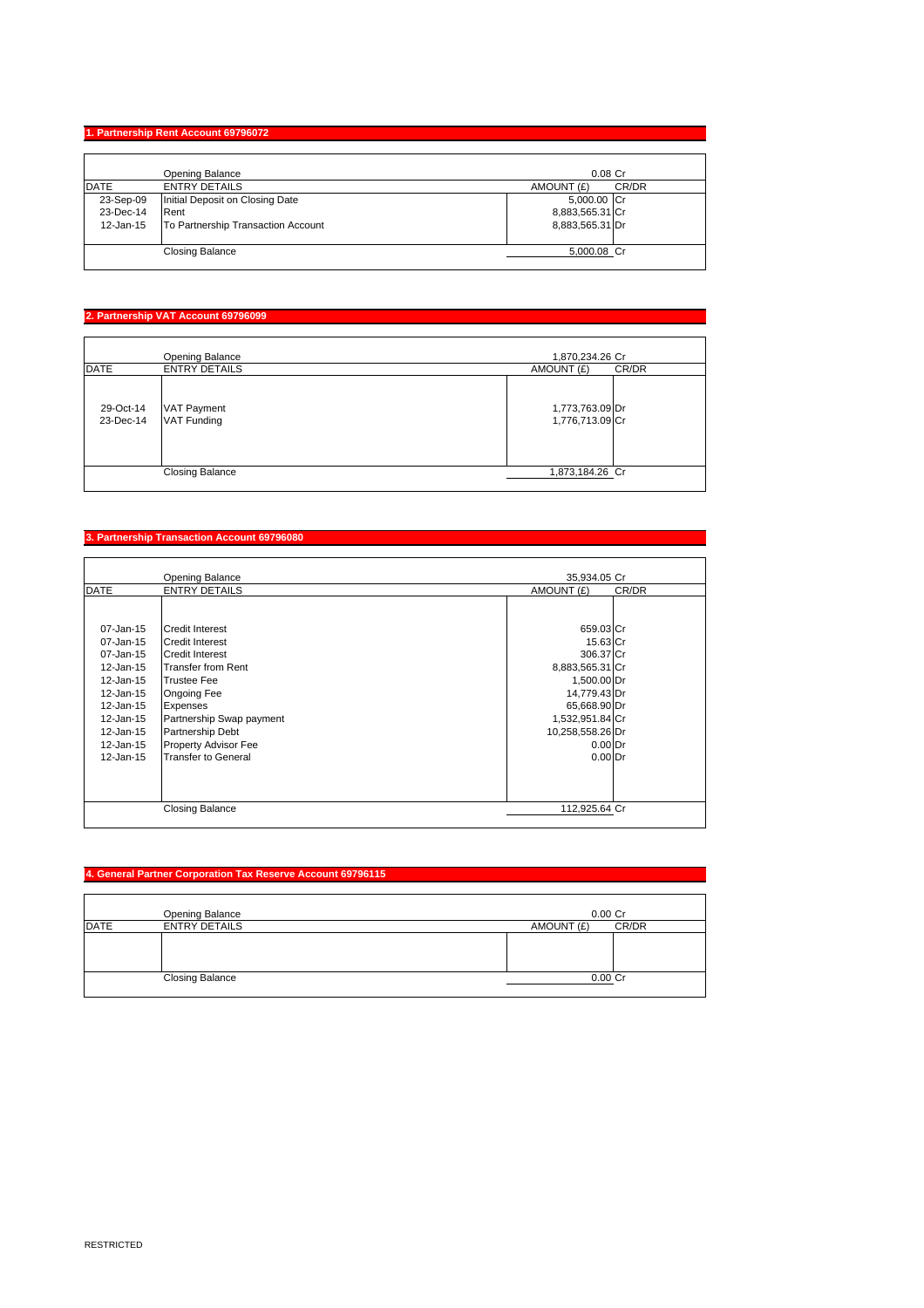## 1. Partnership Rent Account 69796072

| | Opening Balance | 0.08 | Cr |
|---|---|---|---|
| DATE | ENTRY DETAILS | AMOUNT (£) | CR/DR |
| 23-Sep-09 | Initial Deposit on Closing Date | 5,000.00 | Cr |
| 23-Dec-14 | Rent | 8,883,565.31 | Cr |
| 12-Jan-15 | To Partnership Transaction Account | 8,883,565.31 | Dr |
| | Closing Balance | 5,000.08 | Cr |

## 2. Partnership VAT Account 69796099

| | Opening Balance | 1,870,234.26 | Cr |
|---|---|---|---|
| DATE | ENTRY DETAILS | AMOUNT (£) | CR/DR |
| 29-Oct-14 | VAT Payment | 1,773,763.09 | Dr |
| 23-Dec-14 | VAT Funding | 1,776,713.09 | Cr |
| | Closing Balance | 1,873,184.26 | Cr |

## 3. Partnership Transaction Account 69796080

| | Opening Balance | 35,934.05 | Cr |
|---|---|---|---|
| DATE | ENTRY DETAILS | AMOUNT (£) | CR/DR |
| 07-Jan-15 | Credit Interest | 659.03 | Cr |
| 07-Jan-15 | Credit Interest | 15.63 | Cr |
| 07-Jan-15 | Credit Interest | 306.37 | Cr |
| 12-Jan-15 | Transfer from Rent | 8,883,565.31 | Cr |
| 12-Jan-15 | Trustee Fee | 1,500.00 | Dr |
| 12-Jan-15 | Ongoing Fee | 14,779.43 | Dr |
| 12-Jan-15 | Expenses | 65,668.90 | Dr |
| 12-Jan-15 | Partnership Swap payment | 1,532,951.84 | Cr |
| 12-Jan-15 | Partnership Debt | 10,258,558.26 | Dr |
| 12-Jan-15 | Property Advisor Fee | 0.00 | Dr |
| 12-Jan-15 | Transfer to General | 0.00 | Dr |
| | Closing Balance | 112,925.64 | Cr |

## 4. General Partner Corporation Tax Reserve Account 69796115

| | Opening Balance | 0.00 | Cr |
|---|---|---|---|
| DATE | ENTRY DETAILS | AMOUNT (£) | CR/DR |
| | Closing Balance | 0.00 | Cr |

RESTRICTED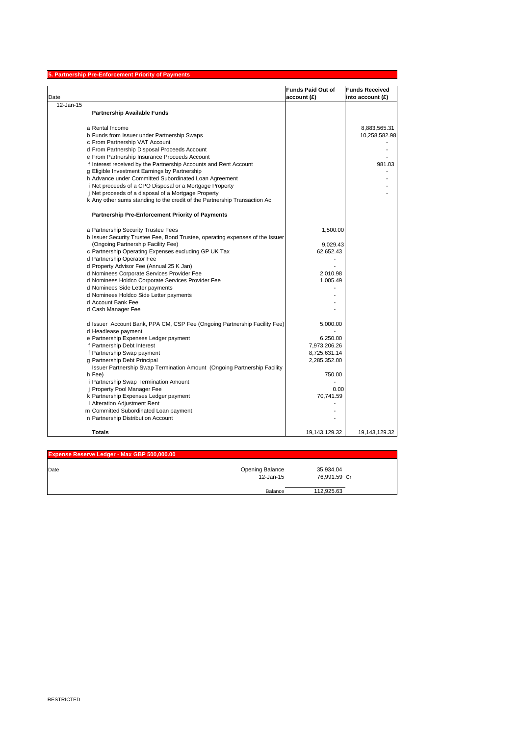## 5. Partnership Pre-Enforcement Priority of Payments

| Date | | | Funds Paid Out of account (£) | Funds Received into account (£) |
|---|---|---|---|---|
| 12-Jan-15 | | **Partnership Available Funds** | | |
| | a | Rental Income | | 8,883,565.31 |
| | b | Funds from Issuer under Partnership Swaps | | 10,258,582.98 |
| | c | From Partnership VAT Account | | - |
| | d | From Partnership Disposal Proceeds Account | | - |
| | e | From Partnership Insurance Proceeds Account | | - |
| | f | Interest received by the Partnership Accounts and Rent Account | | 981.03 |
| | g | Eligible Investment Earnings by Partnership | | - |
| | h | Advance under Committed Subordinated Loan Agreement | | - |
| | i | Net proceeds of a CPO Disposal or a Mortgage Property | | - |
| | j | Net proceeds of a disposal of a Mortgage Property | | - |
| | k | Any other sums standing to the credit of the Partnership Transaction Ac | | |
| | | **Partnership Pre-Enforcement Priority of Payments** | | |
| | a | Partnership Security Trustee Fees | 1,500.00 | |
| | b | Issuer Security Trustee Fee, Bond Trustee, operating expenses of the Issuer (Ongoing Partnership Facility Fee) | 9,029.43 | |
| | c | Partnership Operating Expenses excluding GP UK Tax | 62,652.43 | |
| | d | Partnership Operator Fee | - | |
| | d | Property Advisor Fee (Annual 25 K Jan) | - | |
| | d | Nominees Corporate Services Provider Fee | 2,010.98 | |
| | d | Nominees Holdco Corporate Services Provider Fee | 1,005.49 | |
| | d | Nominees Side Letter payments | - | |
| | d | Nominees Holdco Side Letter payments | - | |
| | d | Account Bank Fee | - | |
| | d | Cash Manager Fee | - | |
| | d | Issuer Account Bank, PPA CM, CSP Fee (Ongoing Partnership Facility Fee) | 5,000.00 | |
| | d | Headlease payment | - | |
| | e | Partnership Expenses Ledger payment | 6,250.00 | |
| | f | Partnership Debt Interest | 7,973,206.26 | |
| | f | Partnership Swap payment | 8,725,631.14 | |
| | g | Partnership Debt Principal | 2,285,352.00 | |
| | h | Issuer Partnership Swap Termination Amount (Ongoing Partnership Facility Fee) | 750.00 | |
| | i | Partnership Swap Termination Amount | - | |
| | j | Property Pool Manager Fee | 0.00 | |
| | k | Partnership Expenses Ledger payment | 70,741.59 | |
| | l | Alteration Adjustment Rent | - | |
| | m | Committed Subordinated Loan payment | - | |
| | n | Partnership Distribution Account | - | |
| | | **Totals** | 19,143,129.32 | 19,143,129.32 |

## Expense Reserve Ledger - Max GBP 500,000.00

| Date | | | |
|---|---|---|---|
| | Opening Balance | 35,934.04 | |
| | 12-Jan-15 | 76,991.59 | Cr |
| | Balance | 112,925.63 | |

RESTRICTED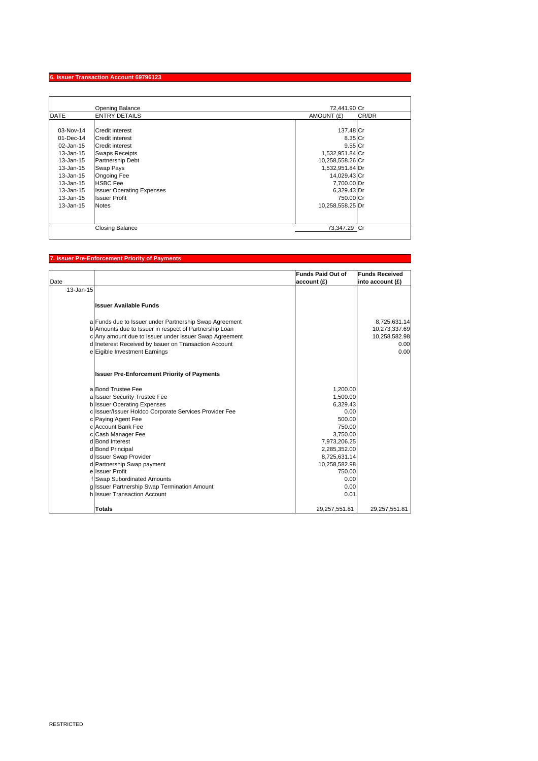## 6. Issuer Transaction Account 69796123

| DATE | ENTRY DETAILS | AMOUNT (£) | CR/DR |
|---|---|---|---|
| | Opening Balance | 72,441.90 | Cr |
| 03-Nov-14 | Credit interest | 137.48 | Cr |
| 01-Dec-14 | Credit interest | 8.35 | Cr |
| 02-Jan-15 | Credit interest | 9.55 | Cr |
| 13-Jan-15 | Swaps Receipts | 1,532,951.84 | Cr |
| 13-Jan-15 | Partnership Debt | 10,258,558.26 | Cr |
| 13-Jan-15 | Swap Pays | 1,532,951.84 | Dr |
| 13-Jan-15 | Ongoing Fee | 14,029.43 | Cr |
| 13-Jan-15 | HSBC Fee | 7,700.00 | Dr |
| 13-Jan-15 | Issuer Operating Expenses | 6,329.43 | Dr |
| 13-Jan-15 | Issuer Profit | 750.00 | Cr |
| 13-Jan-15 | Notes | 10,258,558.25 | Dr |
| | Closing Balance | 73,347.29 | Cr |

## 7. Issuer Pre-Enforcement Priority of Payments

| Date | | | Funds Paid Out of account (£) | Funds Received into account (£) |
|---|---|---|---|---|
| 13-Jan-15 | | | | |
| | | **Issuer Available Funds** | | |
| | a | Funds due to Issuer under Partnership Swap Agreement | | 8,725,631.14 |
| | b | Amounts due to Issuer in respect of Partnership Loan | | 10,273,337.69 |
| | c | Any amount due to Issuer under Issuer Swap Agreement | | 10,258,582.98 |
| | d | Ineterest Received by Issuer on Transaction Account | | 0.00 |
| | e | Eigible Investment Earnings | | 0.00 |
| | | **Issuer Pre-Enforcement Priority of Payments** | | |
| | a | Bond Trustee Fee | 1,200.00 | |
| | a | Issuer Security Trustee Fee | 1,500.00 | |
| | b | Issuer Operating Expenses | 6,329.43 | |
| | c | Issuer/Issuer Holdco Corporate Services Provider Fee | 0.00 | |
| | c | Paying Agent Fee | 500.00 | |
| | c | Account Bank Fee | 750.00 | |
| | c | Cash Manager Fee | 3,750.00 | |
| | d | Bond Interest | 7,973,206.25 | |
| | d | Bond Principal | 2,285,352.00 | |
| | d | Issuer Swap Provider | 8,725,631.14 | |
| | d | Partnership Swap payment | 10,258,582.98 | |
| | e | Issuer Profit | 750.00 | |
| | f | Swap Subordinated Amounts | 0.00 | |
| | g | Issuer Partnership Swap Termination Amount | 0.00 | |
| | h | Issuer Transaction Account | 0.01 | |
| | | **Totals** | 29,257,551.81 | 29,257,551.81 |

RESTRICTED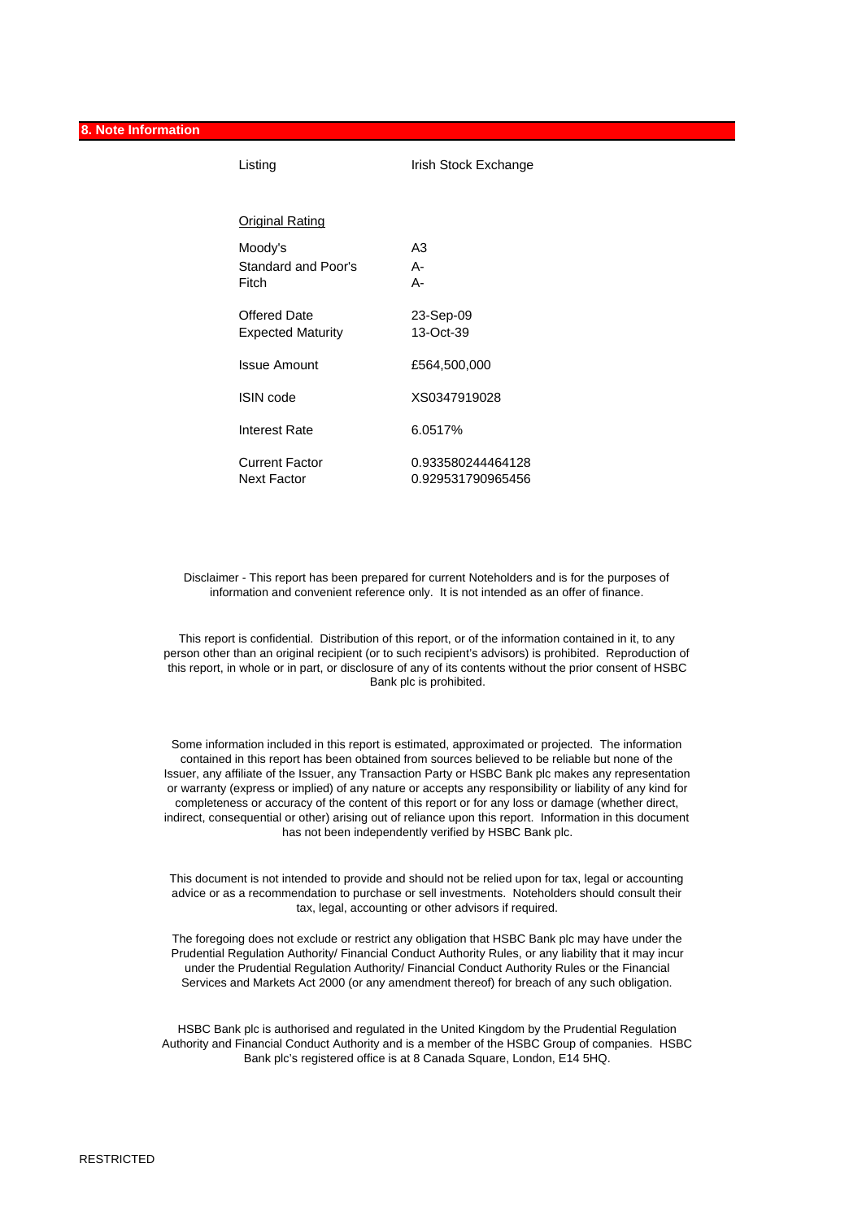## 8. Note Information

| | |
|---|---|
| Listing | Irish Stock Exchange |
| | |
| <u>Original Rating</u> | |
| Moody's | A3 |
| Standard and Poor's | A- |
| Fitch | A- |
| | |
| Offered Date | 23-Sep-09 |
| Expected Maturity | 13-Oct-39 |
| | |
| Issue Amount | £564,500,000 |
| | |
| ISIN code | XS0347919028 |
| | |
| Interest Rate | 6.0517% |
| | |
| Current Factor | 0.933580244464128 |
| Next Factor | 0.929531790965456 |

Disclaimer - This report has been prepared for current Noteholders and is for the purposes of information and convenient reference only. It is not intended as an offer of finance.

This report is confidential. Distribution of this report, or of the information contained in it, to any person other than an original recipient (or to such recipient's advisors) is prohibited. Reproduction of this report, in whole or in part, or disclosure of any of its contents without the prior consent of HSBC Bank plc is prohibited.

Some information included in this report is estimated, approximated or projected. The information contained in this report has been obtained from sources believed to be reliable but none of the Issuer, any affiliate of the Issuer, any Transaction Party or HSBC Bank plc makes any representation or warranty (express or implied) of any nature or accepts any responsibility or liability of any kind for completeness or accuracy of the content of this report or for any loss or damage (whether direct, indirect, consequential or other) arising out of reliance upon this report. Information in this document has not been independently verified by HSBC Bank plc.

This document is not intended to provide and should not be relied upon for tax, legal or accounting advice or as a recommendation to purchase or sell investments. Noteholders should consult their tax, legal, accounting or other advisors if required.

The foregoing does not exclude or restrict any obligation that HSBC Bank plc may have under the Prudential Regulation Authority/ Financial Conduct Authority Rules, or any liability that it may incur under the Prudential Regulation Authority/ Financial Conduct Authority Rules or the Financial Services and Markets Act 2000 (or any amendment thereof) for breach of any such obligation.

HSBC Bank plc is authorised and regulated in the United Kingdom by the Prudential Regulation Authority and Financial Conduct Authority and is a member of the HSBC Group of companies. HSBC Bank plc's registered office is at 8 Canada Square, London, E14 5HQ.

RESTRICTED